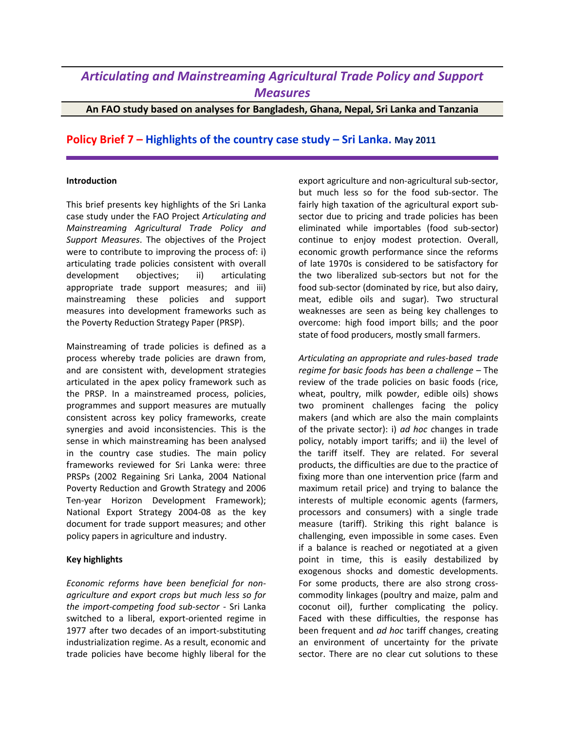# Articulating and Mainstreaming Agricultural Trade Policy and Support Measures

**An FAO study based on analyses for Bangladesh, Ghana, Nepal, Sri Lanka and Tanzania**

## Policy Brief 7 – Highlights of the country case study – Sri Lanka. May 2011

### Introduction

This brief presents key highlights of the Sri Lanka case study under the FAO Project *Articulating and Mainstreaming Agricultural Trade Policy and Support Measures*. The objectives of the Project were to contribute to improving the process of: i) articulating trade policies consistent with overall development objectives; ii) articulating appropriate trade support measures; and iii) mainstreaming these policies and support measures into development frameworks such as the Poverty Reduction Strategy Paper (PRSP).

Mainstreaming of trade policies is defined as a process whereby trade policies are drawn from, and are consistent with, development strategies articulated in the apex policy framework such as the PRSP. In a mainstreamed process, policies, programmes and support measures are mutually consistent across key policy frameworks, create synergies and avoid inconsistencies. This is the sense in which mainstreaming has been analysed in the country case studies. The main policy frameworks reviewed for Sri Lanka were: three PRSPs (2002 Regaining Sri Lanka, 2004 National Poverty Reduction and Growth Strategy and 2006 Ten-year Horizon Development Framework); National Export Strategy 2004-08 as the key document for trade support measures; and other policy papers in agriculture and industry.

### Key highlights

*Economic reforms have been beneficial for non-agriculture and export crops but much less so for the import-competing food sub-sector* - Sri Lanka switched to a liberal, export-oriented regime in 1977 after two decades of an import-substituting industrialization regime. As a result, economic and trade policies have become highly liberal for the export agriculture and non-agricultural sub-sector, but much less so for the food sub-sector. The fairly high taxation of the agricultural export sub-sector due to pricing and trade policies has been eliminated while importables (food sub-sector) continue to enjoy modest protection. Overall, economic growth performance since the reforms of late 1970s is considered to be satisfactory for the two liberalized sub-sectors but not for the food sub-sector (dominated by rice, but also dairy, meat, edible oils and sugar). Two structural weaknesses are seen as being key challenges to overcome: high food import bills; and the poor state of food producers, mostly small farmers.

*Articulating an appropriate and rules-based trade regime for basic foods has been a challenge* – The review of the trade policies on basic foods (rice, wheat, poultry, milk powder, edible oils) shows two prominent challenges facing the policy makers (and which are also the main complaints of the private sector): i) *ad hoc* changes in trade policy, notably import tariffs; and ii) the level of the tariff itself. They are related. For several products, the difficulties are due to the practice of fixing more than one intervention price (farm and maximum retail price) and trying to balance the interests of multiple economic agents (farmers, processors and consumers) with a single trade measure (tariff). Striking this right balance is challenging, even impossible in some cases. Even if a balance is reached or negotiated at a given point in time, this is easily destabilized by exogenous shocks and domestic developments. For some products, there are also strong cross-commodity linkages (poultry and maize, palm and coconut oil), further complicating the policy. Faced with these difficulties, the response has been frequent and *ad hoc* tariff changes, creating an environment of uncertainty for the private sector. There are no clear cut solutions to these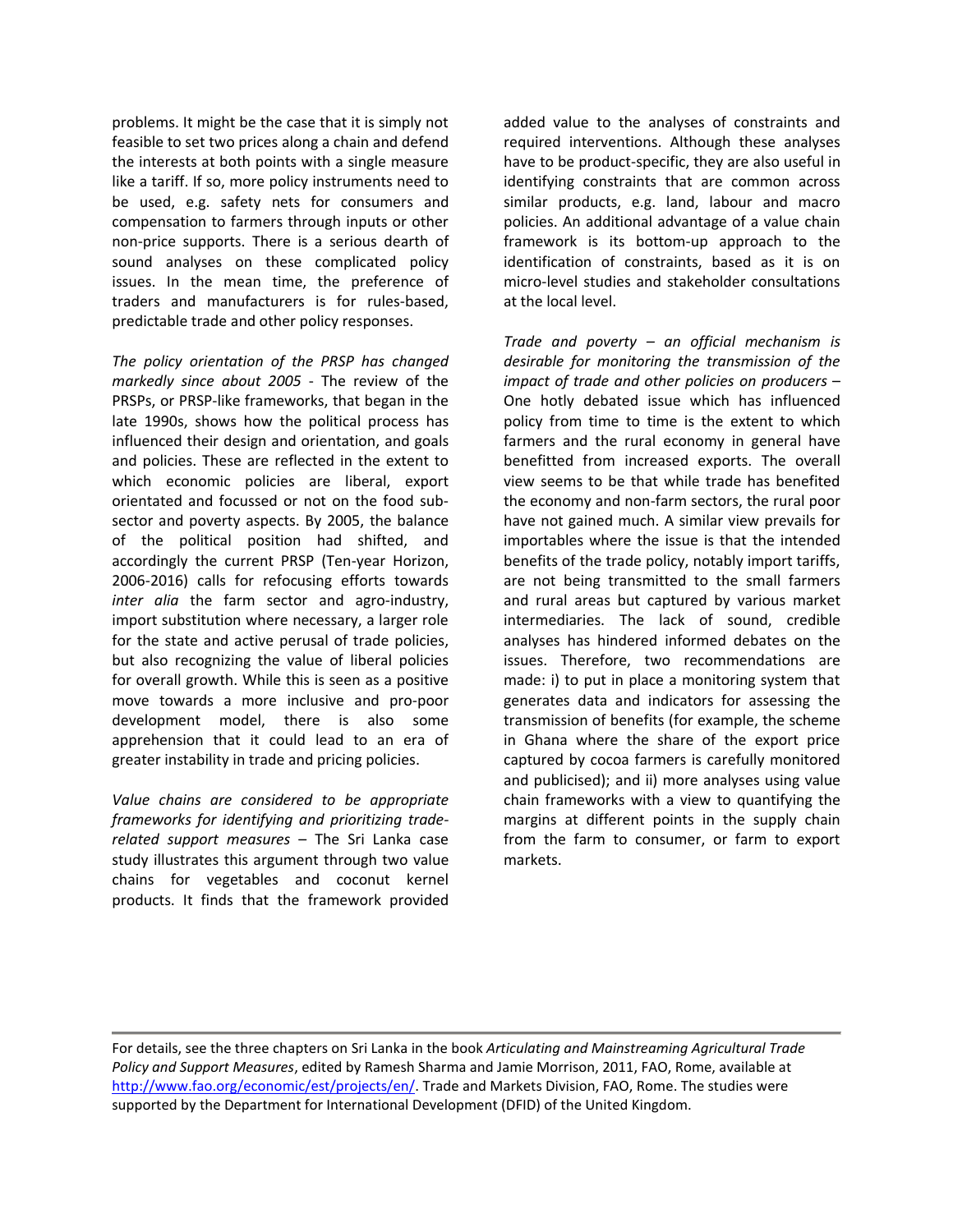problems. It might be the case that it is simply not feasible to set two prices along a chain and defend the interests at both points with a single measure like a tariff. If so, more policy instruments need to be used, e.g. safety nets for consumers and compensation to farmers through inputs or other non-price supports. There is a serious dearth of sound analyses on these complicated policy issues. In the mean time, the preference of traders and manufacturers is for rules-based, predictable trade and other policy responses.

*The policy orientation of the PRSP has changed markedly since about 2005* - The review of the PRSPs, or PRSP-like frameworks, that began in the late 1990s, shows how the political process has influenced their design and orientation, and goals and policies. These are reflected in the extent to which economic policies are liberal, export orientated and focussed or not on the food sub-sector and poverty aspects. By 2005, the balance of the political position had shifted, and accordingly the current PRSP (Ten-year Horizon, 2006-2016) calls for refocusing efforts towards *inter alia* the farm sector and agro-industry, import substitution where necessary, a larger role for the state and active perusal of trade policies, but also recognizing the value of liberal policies for overall growth. While this is seen as a positive move towards a more inclusive and pro-poor development model, there is also some apprehension that it could lead to an era of greater instability in trade and pricing policies.

*Value chains are considered to be appropriate frameworks for identifying and prioritizing trade-related support measures* – The Sri Lanka case study illustrates this argument through two value chains for vegetables and coconut kernel products. It finds that the framework provided added value to the analyses of constraints and required interventions. Although these analyses have to be product-specific, they are also useful in identifying constraints that are common across similar products, e.g. land, labour and macro policies. An additional advantage of a value chain framework is its bottom-up approach to the identification of constraints, based as it is on micro-level studies and stakeholder consultations at the local level.

*Trade and poverty – an official mechanism is desirable for monitoring the transmission of the impact of trade and other policies on producers* – One hotly debated issue which has influenced policy from time to time is the extent to which farmers and the rural economy in general have benefitted from increased exports. The overall view seems to be that while trade has benefited the economy and non-farm sectors, the rural poor have not gained much. A similar view prevails for importables where the issue is that the intended benefits of the trade policy, notably import tariffs, are not being transmitted to the small farmers and rural areas but captured by various market intermediaries. The lack of sound, credible analyses has hindered informed debates on the issues. Therefore, two recommendations are made: i) to put in place a monitoring system that generates data and indicators for assessing the transmission of benefits (for example, the scheme in Ghana where the share of the export price captured by cocoa farmers is carefully monitored and publicised); and ii) more analyses using value chain frameworks with a view to quantifying the margins at different points in the supply chain from the farm to consumer, or farm to export markets.

---

For details, see the three chapters on Sri Lanka in the book *Articulating and Mainstreaming Agricultural Trade Policy and Support Measures*, edited by Ramesh Sharma and Jamie Morrison, 2011, FAO, Rome, available at http://www.fao.org/economic/est/projects/en/. Trade and Markets Division, FAO, Rome. The studies were supported by the Department for International Development (DFID) of the United Kingdom.